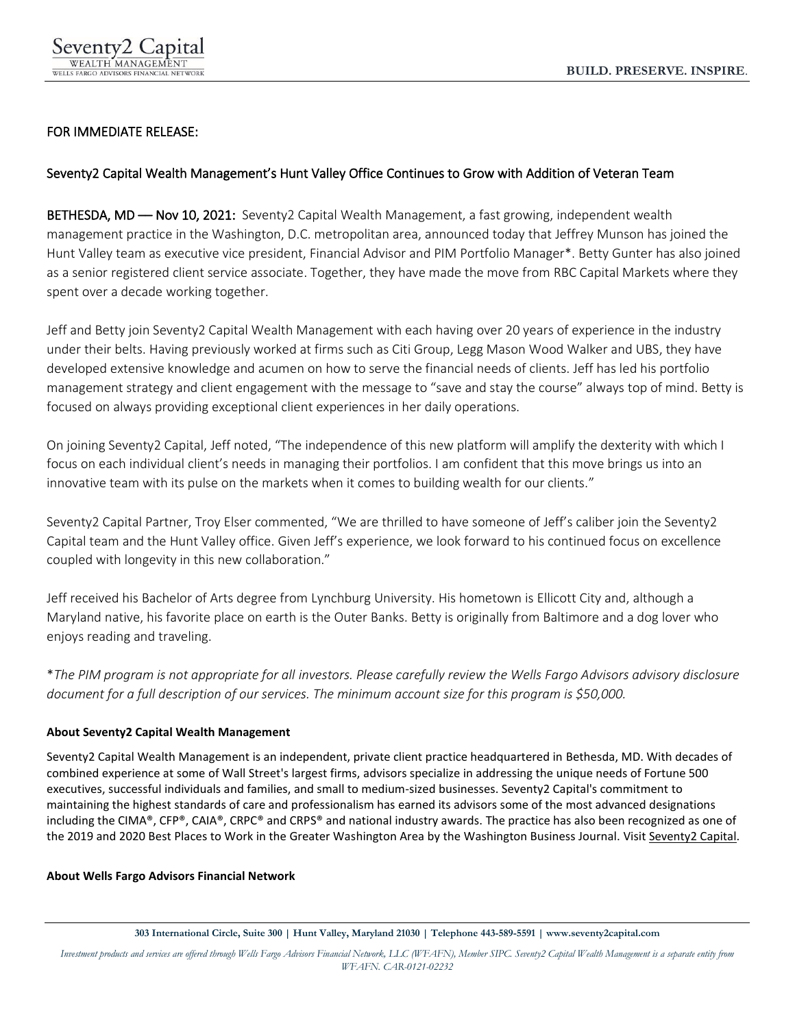FOR IMMEDIATE RELEASE:

## Seventy2 Capital Wealth Management's Hunt Valley Office Continues to Grow with Addition of Veteran Team

**BETHESDA, MD — Nov 10, 2021:** Seventy2 Capital Wealth Management, a fast growing, independent wealth management practice in the Washington, D.C. metropolitan area, announced today that Jeffrey Munson has joined the Hunt Valley team as executive vice president, Financial Advisor and PIM Portfolio Manager*. Betty Gunter has also joined as a senior registered client service associate. Together, they have made the move from RBC Capital Markets where they spent over a decade working together.

Jeff and Betty join Seventy2 Capital Wealth Management with each having over 20 years of experience in the industry under their belts. Having previously worked at firms such as Citi Group, Legg Mason Wood Walker and UBS, they have developed extensive knowledge and acumen on how to serve the financial needs of clients. Jeff has led his portfolio management strategy and client engagement with the message to "save and stay the course" always top of mind. Betty is focused on always providing exceptional client experiences in her daily operations.

On joining Seventy2 Capital, Jeff noted, "The independence of this new platform will amplify the dexterity with which I focus on each individual client's needs in managing their portfolios. I am confident that this move brings us into an innovative team with its pulse on the markets when it comes to building wealth for our clients."

Seventy2 Capital Partner, Troy Elser commented, "We are thrilled to have someone of Jeff's caliber join the Seventy2 Capital team and the Hunt Valley office. Given Jeff's experience, we look forward to his continued focus on excellence coupled with longevity in this new collaboration."

Jeff received his Bachelor of Arts degree from Lynchburg University. His hometown is Ellicott City and, although a Maryland native, his favorite place on earth is the Outer Banks. Betty is originally from Baltimore and a dog lover who enjoys reading and traveling.

*\*The PIM program is not appropriate for all investors. Please carefully review the Wells Fargo Advisors advisory disclosure document for a full description of our services. The minimum account size for this program is $50,000.*

**About Seventy2 Capital Wealth Management**

Seventy2 Capital Wealth Management is an independent, private client practice headquartered in Bethesda, MD. With decades of combined experience at some of Wall Street's largest firms, advisors specialize in addressing the unique needs of Fortune 500 executives, successful individuals and families, and small to medium-sized businesses. Seventy2 Capital's commitment to maintaining the highest standards of care and professionalism has earned its advisors some of the most advanced designations including the CIMA®, CFP®, CAIA®, CRPC® and CRPS® and national industry awards. The practice has also been recognized as one of the 2019 and 2020 Best Places to Work in the Greater Washington Area by the Washington Business Journal. Visit Seventy2 Capital.

**About Wells Fargo Advisors Financial Network**

303 International Circle, Suite 300 | Hunt Valley, Maryland 21030 | Telephone 443-589-5591 | www.seventy2capital.com

*Investment products and services are offered through Wells Fargo Advisors Financial Network, LLC (WFAFN), Member SIPC. Seventy2 Capital Wealth Management is a separate entity from WFAFN. CAR-0121-02232*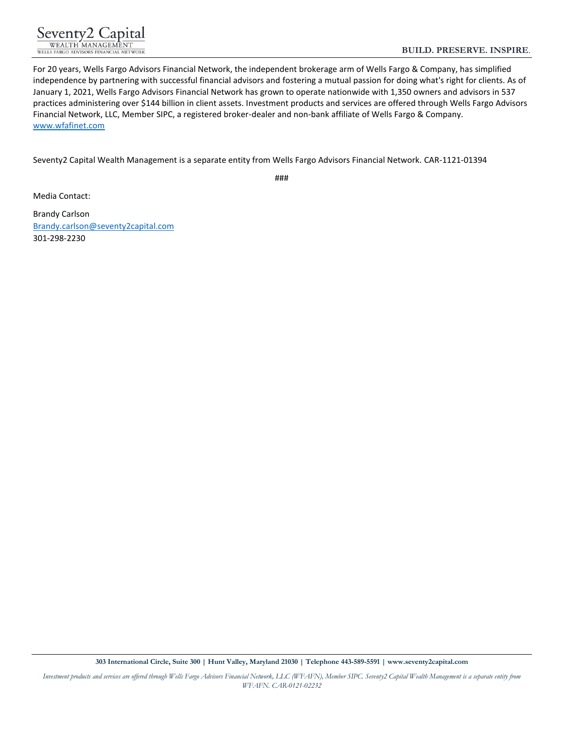For 20 years, Wells Fargo Advisors Financial Network, the independent brokerage arm of Wells Fargo & Company, has simplified independence by partnering with successful financial advisors and fostering a mutual passion for doing what's right for clients. As of January 1, 2021, Wells Fargo Advisors Financial Network has grown to operate nationwide with 1,350 owners and advisors in 537 practices administering over $144 billion in client assets. Investment products and services are offered through Wells Fargo Advisors Financial Network, LLC, Member SIPC, a registered broker-dealer and non-bank affiliate of Wells Fargo & Company. www.wfafinet.com

Seventy2 Capital Wealth Management is a separate entity from Wells Fargo Advisors Financial Network. CAR-1121-01394

###

Media Contact:

Brandy Carlson
Brandy.carlson@seventy2capital.com
301-298-2230